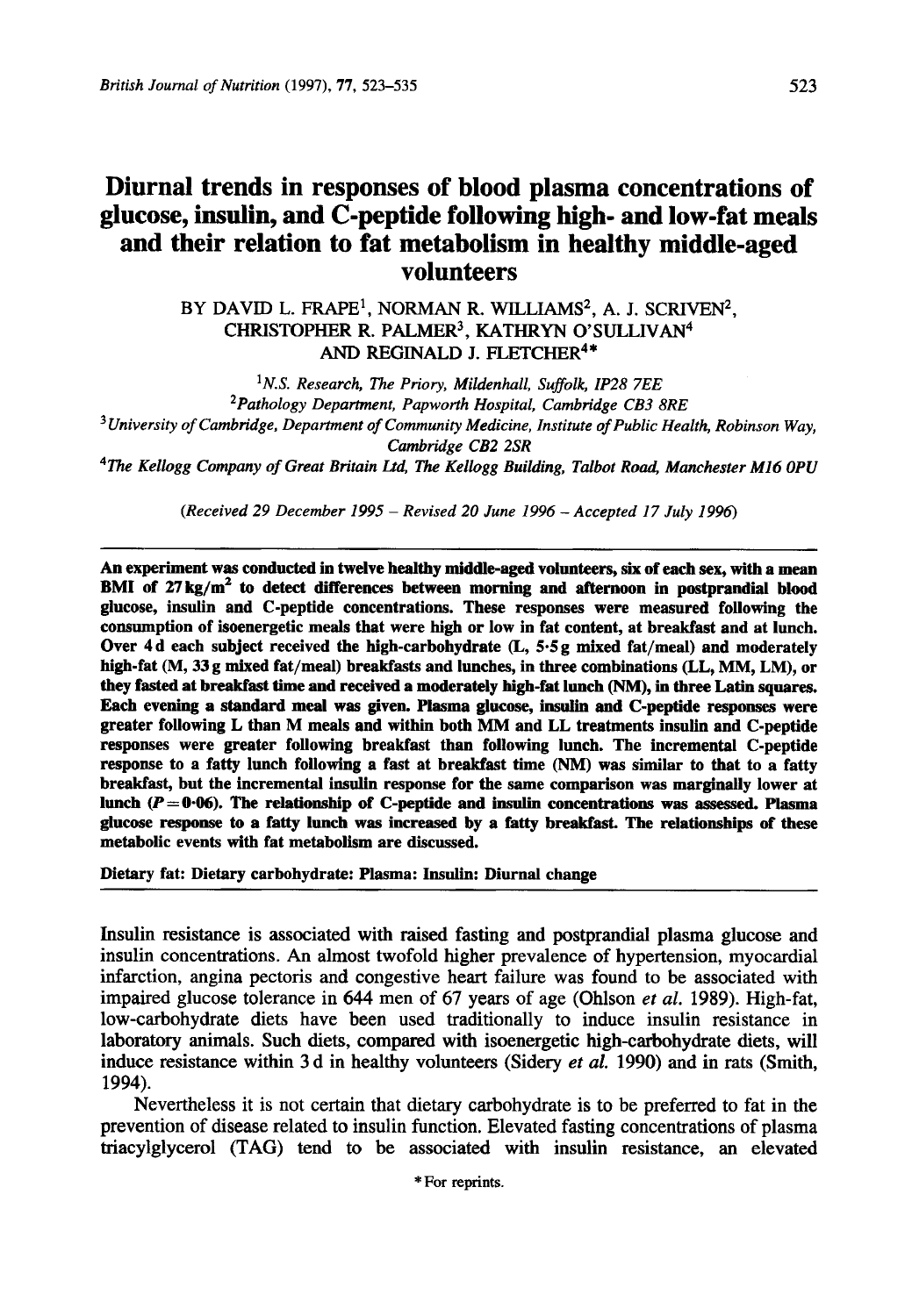# Diurnal trends in responses of blood plasma concentrations of glucose, insulin, and C-peptide following high- and low-fat meals and their relation to fat metabolism in healthy middle-aged volunteers

BY DAVID L. FRAPE[1], NORMAN R. WILLIAMS[2], A. J. SCRIVEN[2], CHRISTOPHER R. PALMER[3], KATHRYN O'SULLIVAN[4] AND REGINALD J. FLETCHER[4]*

[1]*N.S. Research, The Priory, Mildenhall, Suffolk, IP28 7EE*

[2]*Pathology Department, Papworth Hospital, Cambridge CB3 8RE*

[3]*University of Cambridge, Department of Community Medicine, Institute of Public Health, Robinson Way, Cambridge CB2 2SR*

[4]*The Kellogg Company of Great Britain Ltd, The Kellogg Building, Talbot Road, Manchester M16 0PU*

*(Received 29 December 1995 – Revised 20 June 1996 – Accepted 17 July 1996)*

**An experiment was conducted in twelve healthy middle-aged volunteers, six of each sex, with a mean BMI of 27 kg/m$^2$ to detect differences between morning and afternoon in postprandial blood glucose, insulin and C-peptide concentrations. These responses were measured following the consumption of isoenergetic meals that were high or low in fat content, at breakfast and at lunch. Over 4 d each subject received the high-carbohydrate (L, 5·5 g mixed fat/meal) and moderately high-fat (M, 33 g mixed fat/meal) breakfasts and lunches, in three combinations (LL, MM, LM), or they fasted at breakfast time and received a moderately high-fat lunch (NM), in three Latin squares. Each evening a standard meal was given. Plasma glucose, insulin and C-peptide responses were greater following L than M meals and within both MM and LL treatments insulin and C-peptide responses were greater following breakfast than following lunch. The incremental C-peptide response to a fatty lunch following a fast at breakfast time (NM) was similar to that to a fatty breakfast, but the incremental insulin response for the same comparison was marginally lower at lunch ($P = 0·06$). The relationship of C-peptide and insulin concentrations was assessed. Plasma glucose response to a fatty lunch was increased by a fatty breakfast. The relationships of these metabolic events with fat metabolism are discussed.**

**Dietary fat: Dietary carbohydrate: Plasma: Insulin: Diurnal change**

Insulin resistance is associated with raised fasting and postprandial plasma glucose and insulin concentrations. An almost twofold higher prevalence of hypertension, myocardial infarction, angina pectoris and congestive heart failure was found to be associated with impaired glucose tolerance in 644 men of 67 years of age (Ohlson *et al.* 1989). High-fat, low-carbohydrate diets have been used traditionally to induce insulin resistance in laboratory animals. Such diets, compared with isoenergetic high-carbohydrate diets, will induce resistance within 3 d in healthy volunteers (Sidery *et al.* 1990) and in rats (Smith, 1994).

Nevertheless it is not certain that dietary carbohydrate is to be preferred to fat in the prevention of disease related to insulin function. Elevated fasting concentrations of plasma triacylglycerol (TAG) tend to be associated with insulin resistance, an elevated

\* For reprints.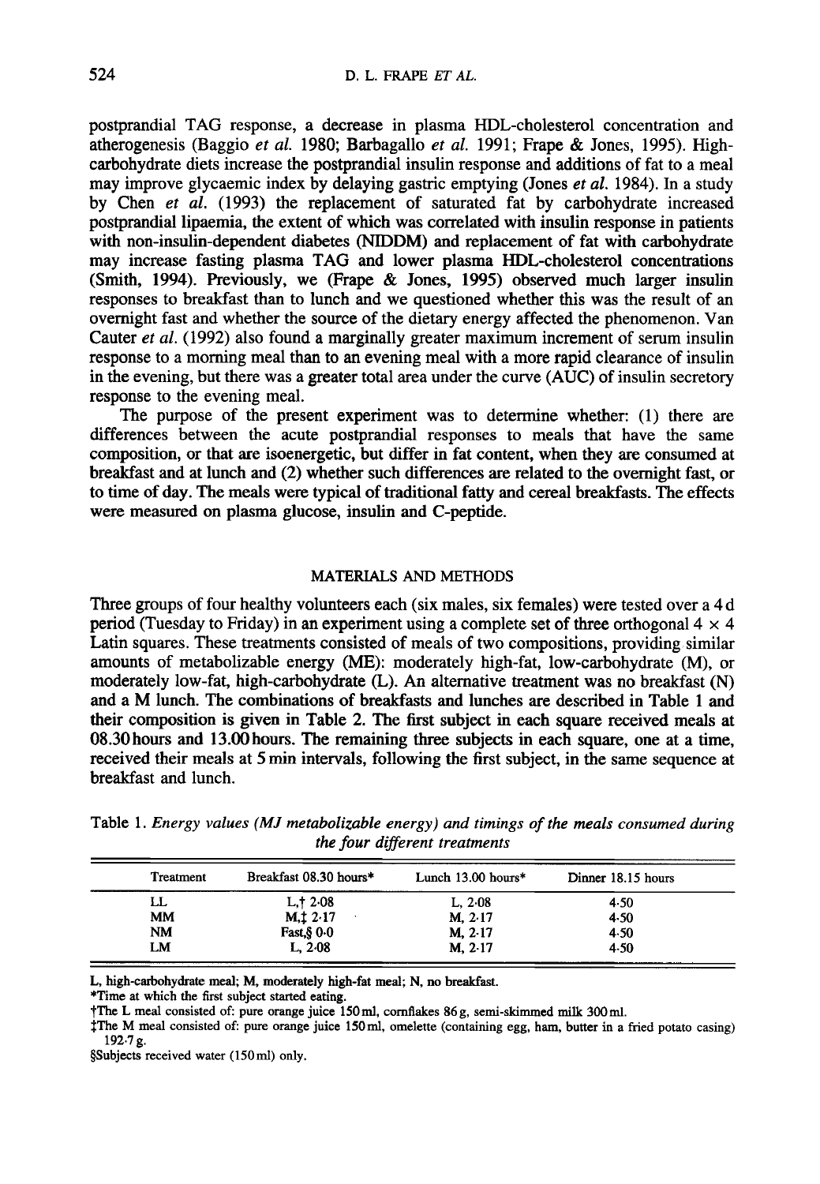postprandial TAG response, a decrease in plasma HDL-cholesterol concentration and atherogenesis (Baggio *et al.* 1980; Barbagallo *et al.* 1991; Frape & Jones, 1995). High-carbohydrate diets increase the postprandial insulin response and additions of fat to a meal may improve glycaemic index by delaying gastric emptying (Jones *et al.* 1984). In a study by Chen *et al.* (1993) the replacement of saturated fat by carbohydrate increased postprandial lipaemia, the extent of which was correlated with insulin response in patients with non-insulin-dependent diabetes (NIDDM) and replacement of fat with carbohydrate may increase fasting plasma TAG and lower plasma HDL-cholesterol concentrations (Smith, 1994). Previously, we (Frape & Jones, 1995) observed much larger insulin responses to breakfast than to lunch and we questioned whether this was the result of an overnight fast and whether the source of the dietary energy affected the phenomenon. Van Cauter *et al.* (1992) also found a marginally greater maximum increment of serum insulin response to a morning meal than to an evening meal with a more rapid clearance of insulin in the evening, but there was a greater total area under the curve (AUC) of insulin secretory response to the evening meal.

The purpose of the present experiment was to determine whether: (1) there are differences between the acute postprandial responses to meals that have the same composition, or that are isoenergetic, but differ in fat content, when they are consumed at breakfast and at lunch and (2) whether such differences are related to the overnight fast, or to time of day. The meals were typical of traditional fatty and cereal breakfasts. The effects were measured on plasma glucose, insulin and C-peptide.

## MATERIALS AND METHODS

Three groups of four healthy volunteers each (six males, six females) were tested over a 4 d period (Tuesday to Friday) in an experiment using a complete set of three orthogonal $4 \times 4$ Latin squares. These treatments consisted of meals of two compositions, providing similar amounts of metabolizable energy (ME): moderately high-fat, low-carbohydrate (M), or moderately low-fat, high-carbohydrate (L). An alternative treatment was no breakfast (N) and a M lunch. The combinations of breakfasts and lunches are described in Table 1 and their composition is given in Table 2. The first subject in each square received meals at 08.30 hours and 13.00 hours. The remaining three subjects in each square, one at a time, received their meals at 5 min intervals, following the first subject, in the same sequence at breakfast and lunch.

Table 1. *Energy values (MJ metabolizable energy) and timings of the meals consumed during the four different treatments*

| Treatment | Breakfast 08.30 hours* | Lunch 13.00 hours* | Dinner 18.15 hours |
|---|---|---|---|
| LL | L,† 2·08 | L, 2·08 | 4·50 |
| MM | M,‡ 2·17 | M, 2·17 | 4·50 |
| NM | Fast,§ 0·0 | M, 2·17 | 4·50 |
| LM | L, 2·08 | M, 2·17 | 4·50 |

L, high-carbohydrate meal; M, moderately high-fat meal; N, no breakfast.

*Time at which the first subject started eating.

†The L meal consisted of: pure orange juice 150 ml, cornflakes 86 g, semi-skimmed milk 300 ml.

‡The M meal consisted of: pure orange juice 150 ml, omelette (containing egg, ham, butter in a fried potato casing) 192·7 g.

§Subjects received water (150 ml) only.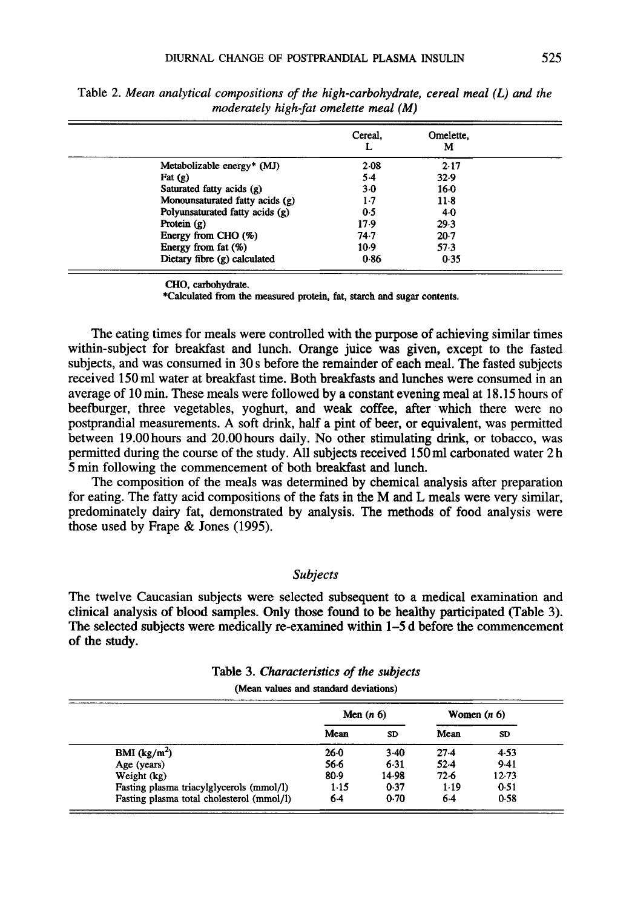Table 2. *Mean analytical compositions of the high-carbohydrate, cereal meal (L) and the moderately high-fat omelette meal (M)*

| | Cereal, L | Omelette, M |
|---|---|---|
| Metabolizable energy* (MJ) | 2·08 | 2·17 |
| Fat (g) | 5·4 | 32·9 |
| Saturated fatty acids (g) | 3·0 | 16·0 |
| Monounsaturated fatty acids (g) | 1·7 | 11·8 |
| Polyunsaturated fatty acids (g) | 0·5 | 4·0 |
| Protein (g) | 17·9 | 29·3 |
| Energy from CHO (%) | 74·7 | 20·7 |
| Energy from fat (%) | 10·9 | 57·3 |
| Dietary fibre (g) calculated | 0·86 | 0·35 |

CHO, carbohydrate.
*Calculated from the measured protein, fat, starch and sugar contents.

The eating times for meals were controlled with the purpose of achieving similar times within-subject for breakfast and lunch. Orange juice was given, except to the fasted subjects, and was consumed in 30 s before the remainder of each meal. The fasted subjects received 150 ml water at breakfast time. Both breakfasts and lunches were consumed in an average of 10 min. These meals were followed by a constant evening meal at 18.15 hours of beefburger, three vegetables, yoghurt, and weak coffee, after which there were no postprandial measurements. A soft drink, half a pint of beer, or equivalent, was permitted between 19.00 hours and 20.00 hours daily. No other stimulating drink, or tobacco, was permitted during the course of the study. All subjects received 150 ml carbonated water 2 h 5 min following the commencement of both breakfast and lunch.

The composition of the meals was determined by chemical analysis after preparation for eating. The fatty acid compositions of the fats in the M and L meals were very similar, predominately dairy fat, demonstrated by analysis. The methods of food analysis were those used by Frape & Jones (1995).

### *Subjects*

The twelve Caucasian subjects were selected subsequent to a medical examination and clinical analysis of blood samples. Only those found to be healthy participated (Table 3). The selected subjects were medically re-examined within 1–5 d before the commencement of the study.

Table 3. *Characteristics of the subjects*

(Mean values and standard deviations)

| | Men (*n* 6) | | Women (*n* 6) | |
|---|---|---|---|---|
| | Mean | SD | Mean | SD |
| BMI (kg/m$^2$) | 26·0 | 3·40 | 27·4 | 4·53 |
| Age (years) | 56·6 | 6·31 | 52·4 | 9·41 |
| Weight (kg) | 80·9 | 14·98 | 72·6 | 12·73 |
| Fasting plasma triacylglycerols (mmol/l) | 1·15 | 0·37 | 1·19 | 0·51 |
| Fasting plasma total cholesterol (mmol/l) | 6·4 | 0·70 | 6·4 | 0·58 |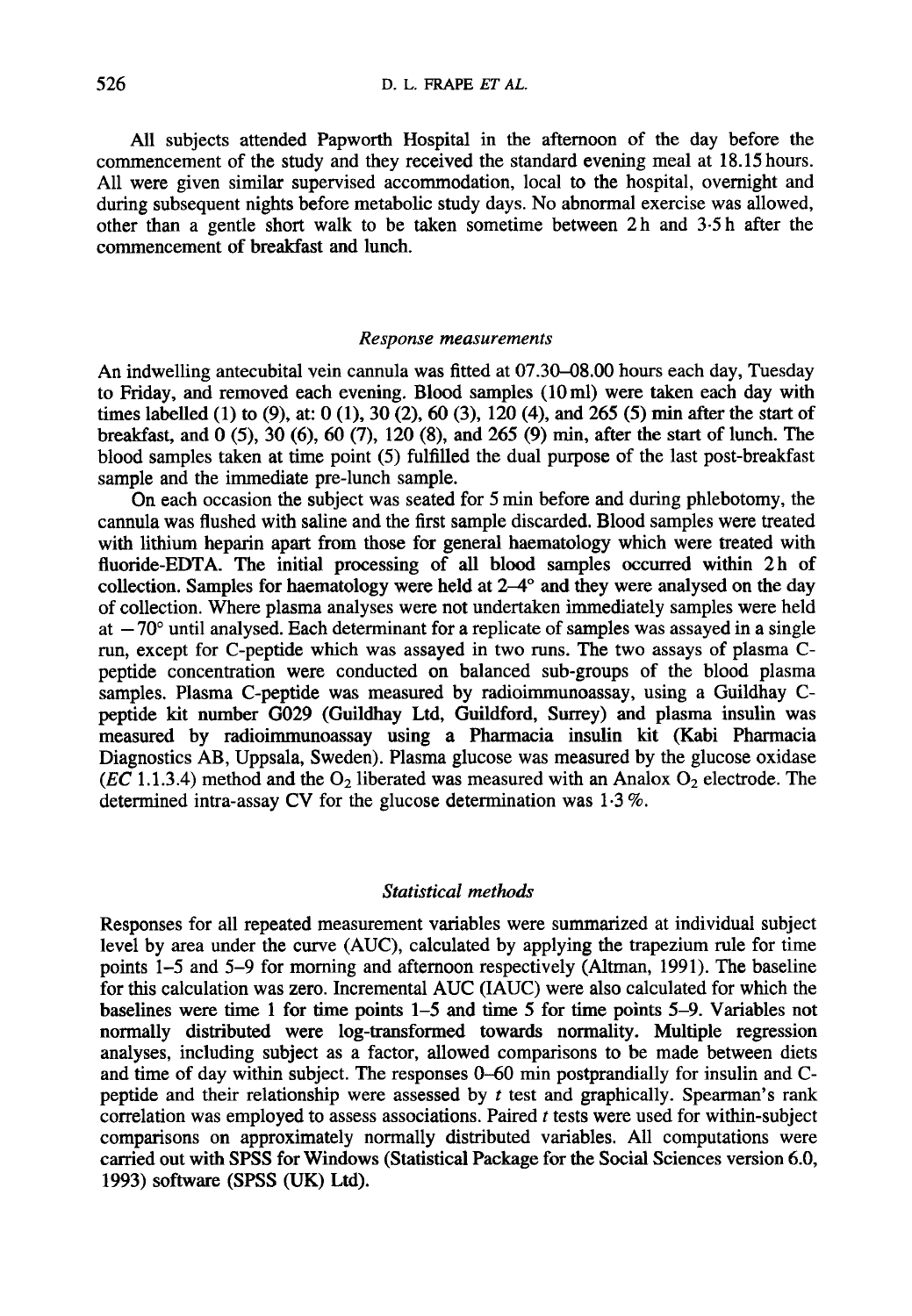All subjects attended Papworth Hospital in the afternoon of the day before the commencement of the study and they received the standard evening meal at 18.15 hours. All were given similar supervised accommodation, local to the hospital, overnight and during subsequent nights before metabolic study days. No abnormal exercise was allowed, other than a gentle short walk to be taken sometime between 2 h and 3·5 h after the commencement of breakfast and lunch.

### *Response measurements*

An indwelling antecubital vein cannula was fitted at 07.30–08.00 hours each day, Tuesday to Friday, and removed each evening. Blood samples (10 ml) were taken each day with times labelled (1) to (9), at: 0 (1), 30 (2), 60 (3), 120 (4), and 265 (5) min after the start of breakfast, and 0 (5), 30 (6), 60 (7), 120 (8), and 265 (9) min, after the start of lunch. The blood samples taken at time point (5) fulfilled the dual purpose of the last post-breakfast sample and the immediate pre-lunch sample.

On each occasion the subject was seated for 5 min before and during phlebotomy, the cannula was flushed with saline and the first sample discarded. Blood samples were treated with lithium heparin apart from those for general haematology which were treated with fluoride-EDTA. The initial processing of all blood samples occurred within 2 h of collection. Samples for haematology were held at 2–4° and they were analysed on the day of collection. Where plasma analyses were not undertaken immediately samples were held at $-70°$ until analysed. Each determinant for a replicate of samples was assayed in a single run, except for C-peptide which was assayed in two runs. The two assays of plasma C-peptide concentration were conducted on balanced sub-groups of the blood plasma samples. Plasma C-peptide was measured by radioimmunoassay, using a Guildhay C-peptide kit number G029 (Guildhay Ltd, Guildford, Surrey) and plasma insulin was measured by radioimmunoassay using a Pharmacia insulin kit (Kabi Pharmacia Diagnostics AB, Uppsala, Sweden). Plasma glucose was measured by the glucose oxidase (*EC* 1.1.3.4) method and the $O_2$ liberated was measured with an Analox $O_2$ electrode. The determined intra-assay CV for the glucose determination was 1·3 %.

### *Statistical methods*

Responses for all repeated measurement variables were summarized at individual subject level by area under the curve (AUC), calculated by applying the trapezium rule for time points 1–5 and 5–9 for morning and afternoon respectively (Altman, 1991). The baseline for this calculation was zero. Incremental AUC (IAUC) were also calculated for which the baselines were time 1 for time points 1–5 and time 5 for time points 5–9. Variables not normally distributed were log-transformed towards normality. Multiple regression analyses, including subject as a factor, allowed comparisons to be made between diets and time of day within subject. The responses 0–60 min postprandially for insulin and C-peptide and their relationship were assessed by *t* test and graphically. Spearman's rank correlation was employed to assess associations. Paired *t* tests were used for within-subject comparisons on approximately normally distributed variables. All computations were carried out with SPSS for Windows (Statistical Package for the Social Sciences version 6.0, 1993) software (SPSS (UK) Ltd).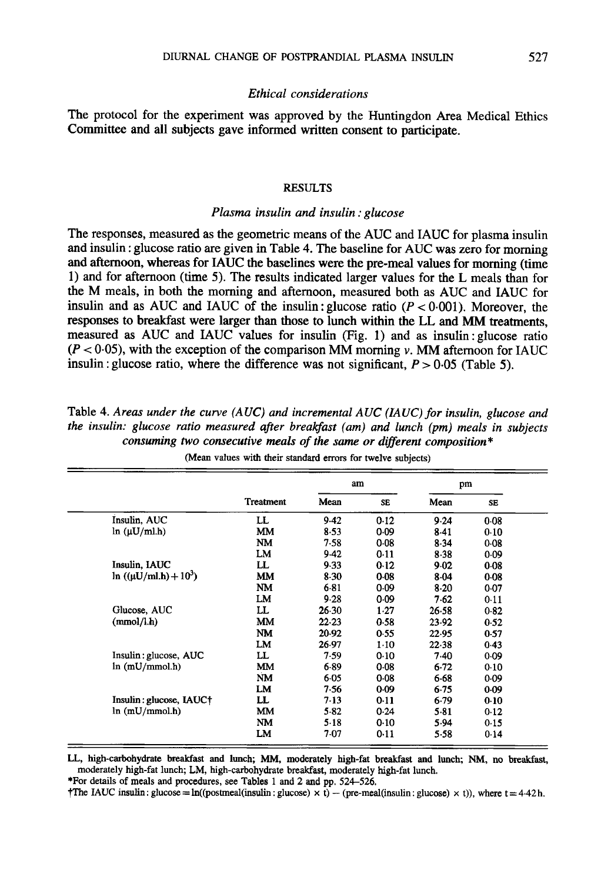### *Ethical considerations*

The protocol for the experiment was approved by the Huntingdon Area Medical Ethics Committee and all subjects gave informed written consent to participate.

## RESULTS

### *Plasma insulin and insulin : glucose*

The responses, measured as the geometric means of the AUC and IAUC for plasma insulin and insulin : glucose ratio are given in Table 4. The baseline for AUC was zero for morning and afternoon, whereas for IAUC the baselines were the pre-meal values for morning (time 1) and for afternoon (time 5). The results indicated larger values for the L meals than for the M meals, in both the morning and afternoon, measured both as AUC and IAUC for insulin and as AUC and IAUC of the insulin : glucose ratio ($P < 0.001$). Moreover, the responses to breakfast were larger than those to lunch within the LL and MM treatments, measured as AUC and IAUC values for insulin (Fig. 1) and as insulin : glucose ratio ($P < 0.05$), with the exception of the comparison MM morning *v.* MM afternoon for IAUC insulin : glucose ratio, where the difference was not significant, $P > 0.05$ (Table 5).

Table 4. *Areas under the curve (AUC) and incremental AUC (IAUC) for insulin, glucose and the insulin: glucose ratio measured after breakfast (am) and lunch (pm) meals in subjects consuming two consecutive meals of the same or different composition*\*

(Mean values with their standard errors for twelve subjects)

| | Treatment | am Mean | am SE | pm Mean | pm SE |
|---|---|---|---|---|---|
| Insulin, AUC | LL | 9.42 | 0.12 | 9.24 | 0.08 |
| ln (μU/ml.h) | MM | 8.53 | 0.09 | 8.41 | 0.10 |
| | NM | 7.58 | 0.08 | 8.34 | 0.08 |
| | LM | 9.42 | 0.11 | 8.38 | 0.09 |
| Insulin, IAUC | LL | 9.33 | 0.12 | 9.02 | 0.08 |
| ln ((μU/ml.h) + $10^3$) | MM | 8.30 | 0.08 | 8.04 | 0.08 |
| | NM | 6.81 | 0.09 | 8.20 | 0.07 |
| | LM | 9.28 | 0.09 | 7.62 | 0.11 |
| Glucose, AUC | LL | 26.30 | 1.27 | 26.58 | 0.82 |
| (mmol/l.h) | MM | 22.23 | 0.58 | 23.92 | 0.52 |
| | NM | 20.92 | 0.55 | 22.95 | 0.57 |
| | LM | 26.97 | 1.10 | 22.38 | 0.43 |
| Insulin : glucose, AUC | LL | 7.59 | 0.10 | 7.40 | 0.09 |
| ln (mU/mmol.h) | MM | 6.89 | 0.08 | 6.72 | 0.10 |
| | NM | 6.05 | 0.08 | 6.68 | 0.09 |
| | LM | 7.56 | 0.09 | 6.75 | 0.09 |
| Insulin : glucose, IAUC† | LL | 7.13 | 0.11 | 6.79 | 0.10 |
| ln (mU/mmol.h) | MM | 5.82 | 0.24 | 5.81 | 0.12 |
| | NM | 5.18 | 0.10 | 5.94 | 0.15 |
| | LM | 7.07 | 0.11 | 5.58 | 0.14 |

LL, high-carbohydrate breakfast and lunch; MM, moderately high-fat breakfast and lunch; NM, no breakfast, moderately high-fat lunch; LM, high-carbohydrate breakfast, moderately high-fat lunch.

\*For details of meals and procedures, see Tables 1 and 2 and pp. 524–526.

†The IAUC insulin : glucose = ln((postmeal(insulin : glucose) × t) − (pre-meal(insulin : glucose) × t)), where t = 4.42 h.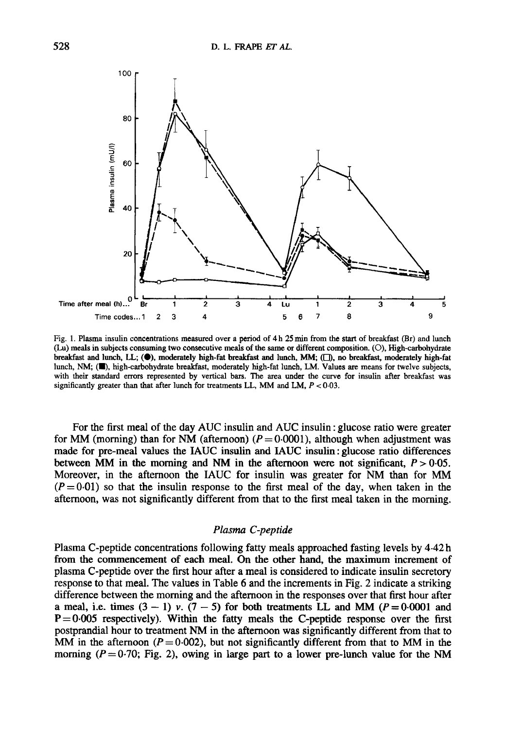Fig. 1. Plasma insulin concentrations measured over a period of 4 h 25 min from the start of breakfast (Br) and lunch (Lu) meals in subjects consuming two consecutive meals of the same or different composition. (○), High-carbohydrate breakfast and lunch, LL; (●), moderately high-fat breakfast and lunch, MM; (□), no breakfast, moderately high-fat lunch, NM; (■), high-carbohydrate breakfast, moderately high-fat lunch, LM. Values are means for twelve subjects, with their standard errors represented by vertical bars. The area under the curve for insulin after breakfast was significantly greater than that after lunch for treatments LL, MM and LM, $P < 0.03$.

For the first meal of the day AUC insulin and AUC insulin : glucose ratio were greater for MM (morning) than for NM (afternoon) ($P = 0.0001$), although when adjustment was made for pre-meal values the IAUC insulin and IAUC insulin : glucose ratio differences between MM in the morning and NM in the afternoon were not significant, $P > 0.05$. Moreover, in the afternoon the IAUC for insulin was greater for NM than for MM ($P = 0.01$) so that the insulin response to the first meal of the day, when taken in the afternoon, was not significantly different from that to the first meal taken in the morning.

### *Plasma C-peptide*

Plasma C-peptide concentrations following fatty meals approached fasting levels by 4.42 h from the commencement of each meal. On the other hand, the maximum increment of plasma C-peptide over the first hour after a meal is considered to indicate insulin secretory response to that meal. The values in Table 6 and the increments in Fig. 2 indicate a striking difference between the morning and the afternoon in the responses over that first hour after a meal, i.e. times $(3-1)$ *v.* $(7-5)$ for both treatments LL and MM ($P = 0.0001$ and $P = 0.005$ respectively). Within the fatty meals the C-peptide response over the first postprandial hour to treatment NM in the afternoon was significantly different from that to MM in the afternoon ($P = 0.002$), but not significantly different from that to MM in the morning ($P = 0.70$; Fig. 2), owing in large part to a lower pre-lunch value for the NM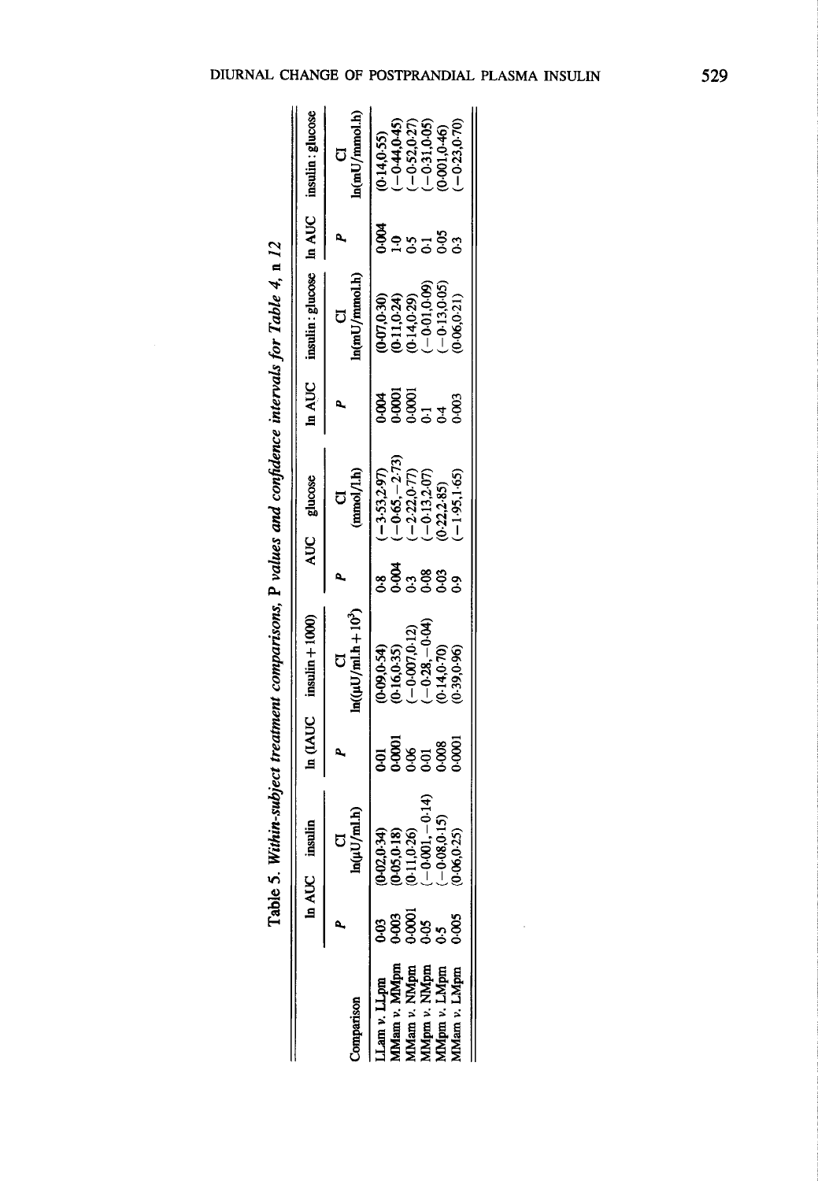Table 5. *Within-subject treatment comparisons, P values and confidence intervals for Table 4, n 12*

| Comparison | ln AUC insulin | | ln (IAUC insulin + 1000) | | AUC glucose | | ln AUC insulin : glucose | | ln AUC insulin : glucose | |
|---|---|---|---|---|---|---|---|---|---|---|
| | *P* | CI ln(μU/ml.h) | *P* | CI ln((μU/ml.h + $10^3$) | *P* | CI (mmol/l.h) | *P* | CI ln(mU/mmol.h) | *P* | CI ln(mU/mmol.h) |
| LLam *v.* LLpm | 0·03 | (0·02,0·34) | 0·01 | (0·09,0·54) | 0·8 | (−3·53,2·97) | 0·004 | (0·07,0·30) | 0·004 | (0·14,0·55) |
| MMam *v.* MMpm | 0·003 | (0·05,0·18) | 0·0001 | (0·16,0·35) | 0·004 | (−0·65,−2·73) | 0·0001 | (0·11,0·24) | 1·0 | (−0·44,0·45) |
| MMam *v.* NMpm | 0·0001 | (0·11,0·26) | 0·06 | (−0·007,0·12) | 0·3 | (−2·22,0·77) | 0·0001 | (0·14,0·29) | 0·5 | (−0·52,0·27) |
| MMpm *v.* NMpm | 0·05 | (−0·001,−0·14) | 0·01 | (−0·28,−0·04) | 0·08 | (−0·13,2·07) | 0·1 | (−0·01,0·09) | 0·1 | (−0·31,0·05) |
| MMpm *v.* LMpm | 0·5 | (−0·08,0·15) | 0·008 | (0·14,0·70) | 0·03 | (0·22,2·85) | 0·4 | (−0·13,0·05) | 0·05 | (0·001,0·46) |
| MMam *v.* LMpm | 0·005 | (0·06,0·25) | 0·0001 | (0·39,0·96) | 0·9 | (−1·95,1·65) | 0·003 | (0·06,0·21) | 0·3 | (−0·23,0·70) |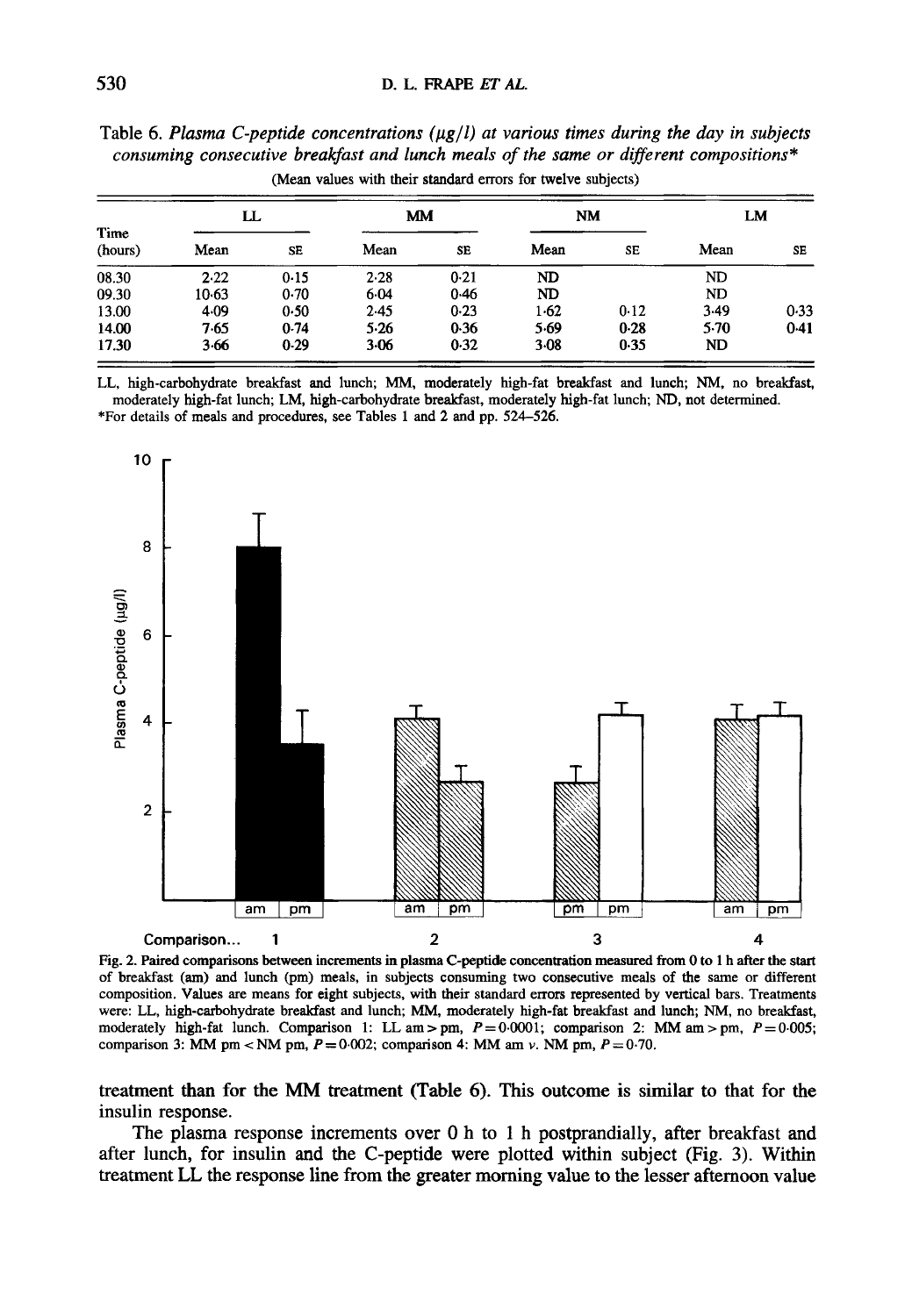Table 6. *Plasma C-peptide concentrations (μg/l) at various times during the day in subjects consuming consecutive breakfast and lunch meals of the same or different compositions\**

(Mean values with their standard errors for twelve subjects)

| Time (hours) | LL | | MM | | NM | | LM | |
|---|---|---|---|---|---|---|---|---|
| | Mean | SE | Mean | SE | Mean | SE | Mean | SE |
| 08.30 | 2·22 | 0·15 | 2·28 | 0·21 | ND | | ND | |
| 09.30 | 10·63 | 0·70 | 6·04 | 0·46 | ND | | ND | |
| 13.00 | 4·09 | 0·50 | 2·45 | 0·23 | 1·62 | 0·12 | 3·49 | 0·33 |
| 14.00 | 7·65 | 0·74 | 5·26 | 0·36 | 5·69 | 0·28 | 5·70 | 0·41 |
| 17.30 | 3·66 | 0·29 | 3·06 | 0·32 | 3·08 | 0·35 | ND | |

LL, high-carbohydrate breakfast and lunch; MM, moderately high-fat breakfast and lunch; NM, no breakfast, moderately high-fat lunch; LM, high-carbohydrate breakfast, moderately high-fat lunch; ND, not determined.
\*For details of meals and procedures, see Tables 1 and 2 and pp. 524–526.

Fig. 2. Paired comparisons between increments in plasma C-peptide concentration measured from 0 to 1 h after the start of breakfast (am) and lunch (pm) meals, in subjects consuming two consecutive meals of the same or different composition. Values are means for eight subjects, with their standard errors represented by vertical bars. Treatments were: LL, high-carbohydrate breakfast and lunch; MM, moderately high-fat breakfast and lunch; NM, no breakfast, moderately high-fat lunch. Comparison 1: LL am > pm, $P = 0·0001$; comparison 2: MM am > pm, $P = 0·005$; comparison 3: MM pm < NM pm, $P = 0·002$; comparison 4: MM am *v*. NM pm, $P = 0·70$.

treatment than for the MM treatment (Table 6). This outcome is similar to that for the insulin response.

The plasma response increments over 0 h to 1 h postprandially, after breakfast and after lunch, for insulin and the C-peptide were plotted within subject (Fig. 3). Within treatment LL the response line from the greater morning value to the lesser afternoon value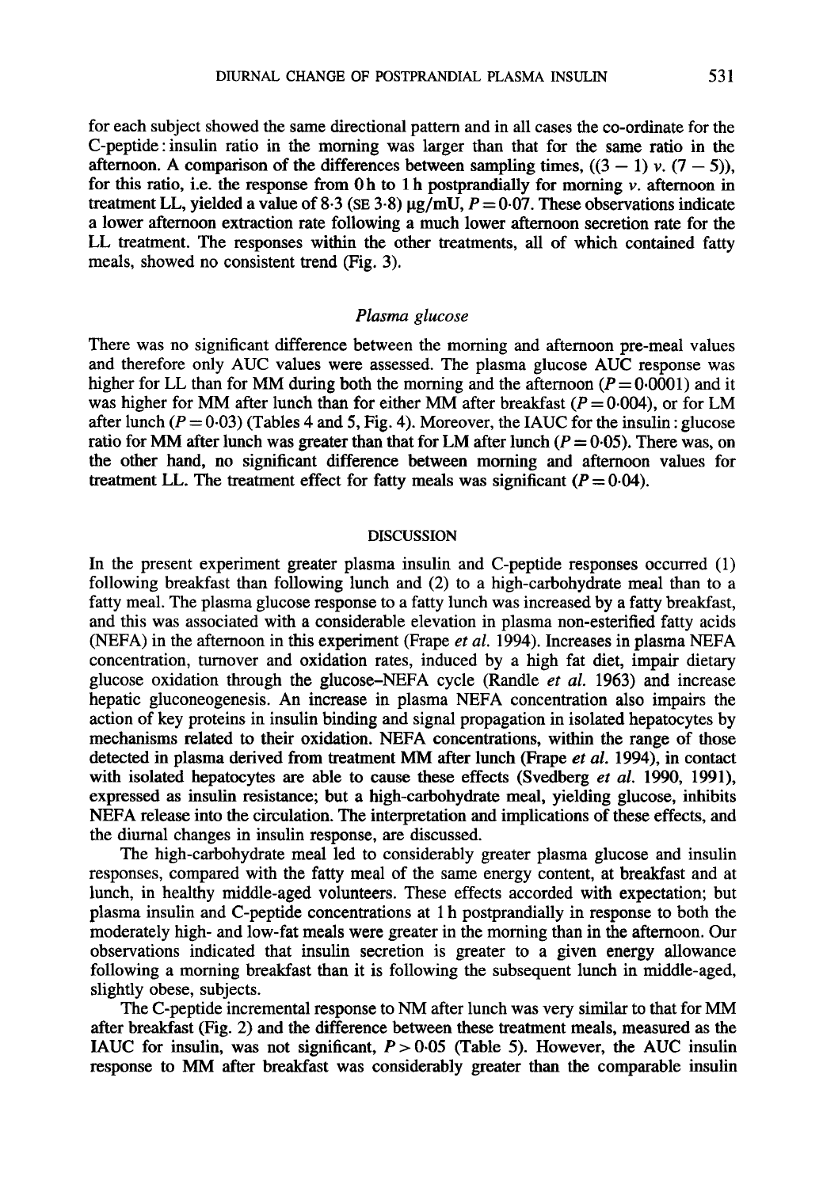for each subject showed the same directional pattern and in all cases the co-ordinate for the C-peptide : insulin ratio in the morning was larger than that for the same ratio in the afternoon. A comparison of the differences between sampling times, $((3 - 1)$ *v.* $(7 - 5))$, for this ratio, i.e. the response from 0 h to 1 h postprandially for morning *v.* afternoon in treatment LL, yielded a value of 8·3 (SE 3·8) µg/mU, $P = 0{\cdot}07$. These observations indicate a lower afternoon extraction rate following a much lower afternoon secretion rate for the LL treatment. The responses within the other treatments, all of which contained fatty meals, showed no consistent trend (Fig. 3).

### *Plasma glucose*

There was no significant difference between the morning and afternoon pre-meal values and therefore only AUC values were assessed. The plasma glucose AUC response was higher for LL than for MM during both the morning and the afternoon ($P = 0{\cdot}0001$) and it was higher for MM after lunch than for either MM after breakfast ($P = 0{\cdot}004$), or for LM after lunch ($P = 0{\cdot}03$) (Tables 4 and 5, Fig. 4). Moreover, the IAUC for the insulin : glucose ratio for MM after lunch was greater than that for LM after lunch ($P = 0{\cdot}05$). There was, on the other hand, no significant difference between morning and afternoon values for treatment LL. The treatment effect for fatty meals was significant ($P = 0{\cdot}04$).

## DISCUSSION

In the present experiment greater plasma insulin and C-peptide responses occurred (1) following breakfast than following lunch and (2) to a high-carbohydrate meal than to a fatty meal. The plasma glucose response to a fatty lunch was increased by a fatty breakfast, and this was associated with a considerable elevation in plasma non-esterified fatty acids (NEFA) in the afternoon in this experiment (Frape *et al.* 1994). Increases in plasma NEFA concentration, turnover and oxidation rates, induced by a high fat diet, impair dietary glucose oxidation through the glucose–NEFA cycle (Randle *et al.* 1963) and increase hepatic gluconeogenesis. An increase in plasma NEFA concentration also impairs the action of key proteins in insulin binding and signal propagation in isolated hepatocytes by mechanisms related to their oxidation. NEFA concentrations, within the range of those detected in plasma derived from treatment MM after lunch (Frape *et al.* 1994), in contact with isolated hepatocytes are able to cause these effects (Svedberg *et al.* 1990, 1991), expressed as insulin resistance; but a high-carbohydrate meal, yielding glucose, inhibits NEFA release into the circulation. The interpretation and implications of these effects, and the diurnal changes in insulin response, are discussed.

The high-carbohydrate meal led to considerably greater plasma glucose and insulin responses, compared with the fatty meal of the same energy content, at breakfast and at lunch, in healthy middle-aged volunteers. These effects accorded with expectation; but plasma insulin and C-peptide concentrations at 1 h postprandially in response to both the moderately high- and low-fat meals were greater in the morning than in the afternoon. Our observations indicated that insulin secretion is greater to a given energy allowance following a morning breakfast than it is following the subsequent lunch in middle-aged, slightly obese, subjects.

The C-peptide incremental response to NM after lunch was very similar to that for MM after breakfast (Fig. 2) and the difference between these treatment meals, measured as the IAUC for insulin, was not significant, $P > 0{\cdot}05$ (Table 5). However, the AUC insulin response to MM after breakfast was considerably greater than the comparable insulin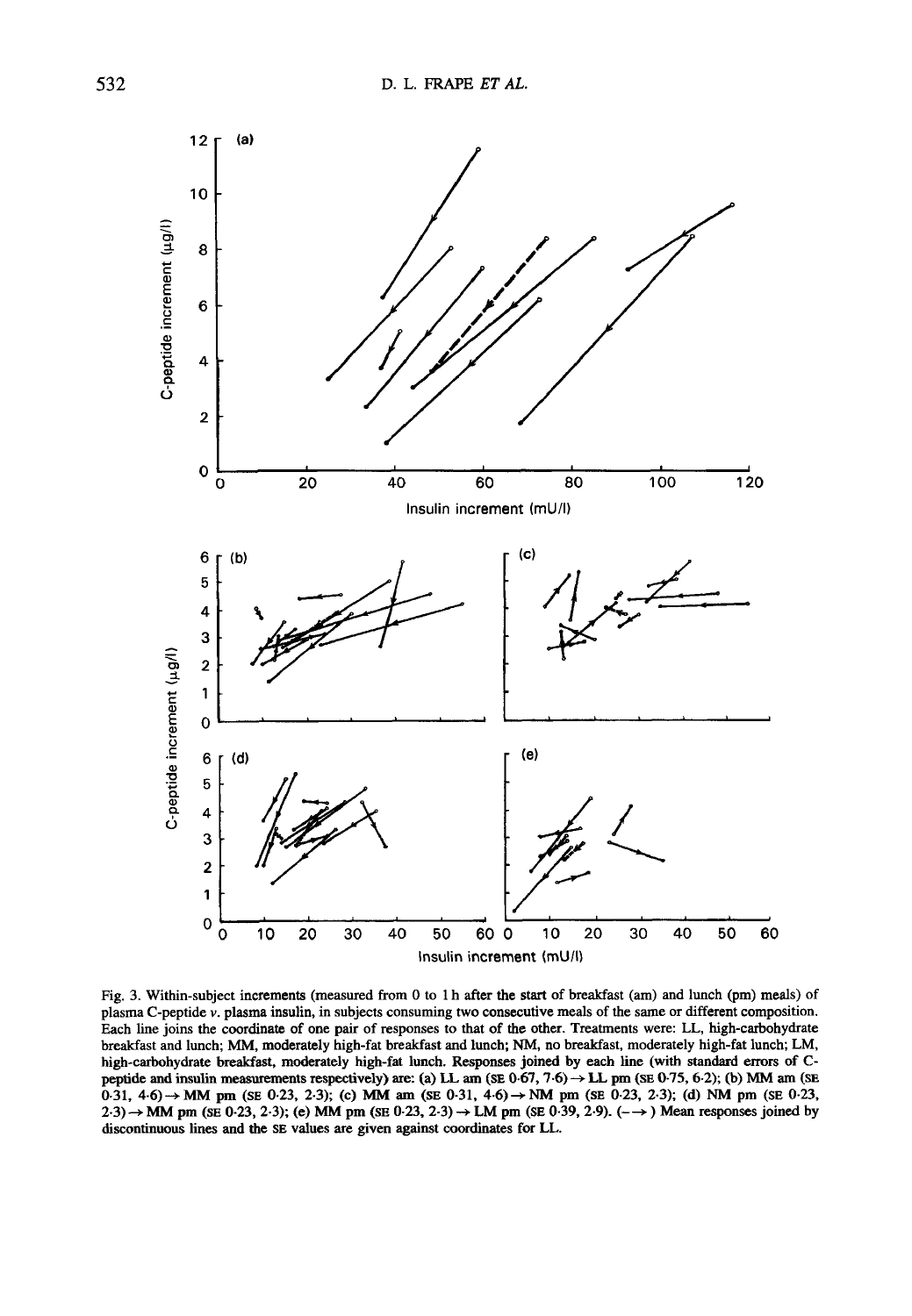Fig. 3. Within-subject increments (measured from 0 to 1 h after the start of breakfast (am) and lunch (pm) meals) of plasma C-peptide *v*. plasma insulin, in subjects consuming two consecutive meals of the same or different composition. Each line joins the coordinate of one pair of responses to that of the other. Treatments were: LL, high-carbohydrate breakfast and lunch; MM, moderately high-fat breakfast and lunch; NM, no breakfast, moderately high-fat lunch; LM, high-carbohydrate breakfast, moderately high-fat lunch. Responses joined by each line (with standard errors of C-peptide and insulin measurements respectively) are: (a) LL am (SE 0·67, 7·6) → LL pm (SE 0·75, 6·2); (b) MM am (SE 0·31, 4·6) → MM pm (SE 0·23, 2·3); (c) MM am (SE 0·31, 4·6) → NM pm (SE 0·23, 2·3); (d) NM pm (SE 0·23, 2·3) → MM pm (SE 0·23, 2·3); (e) MM pm (SE 0·23, 2·3) → LM pm (SE 0·39, 2·9). (– –→) Mean responses joined by discontinuous lines and the SE values are given against coordinates for LL.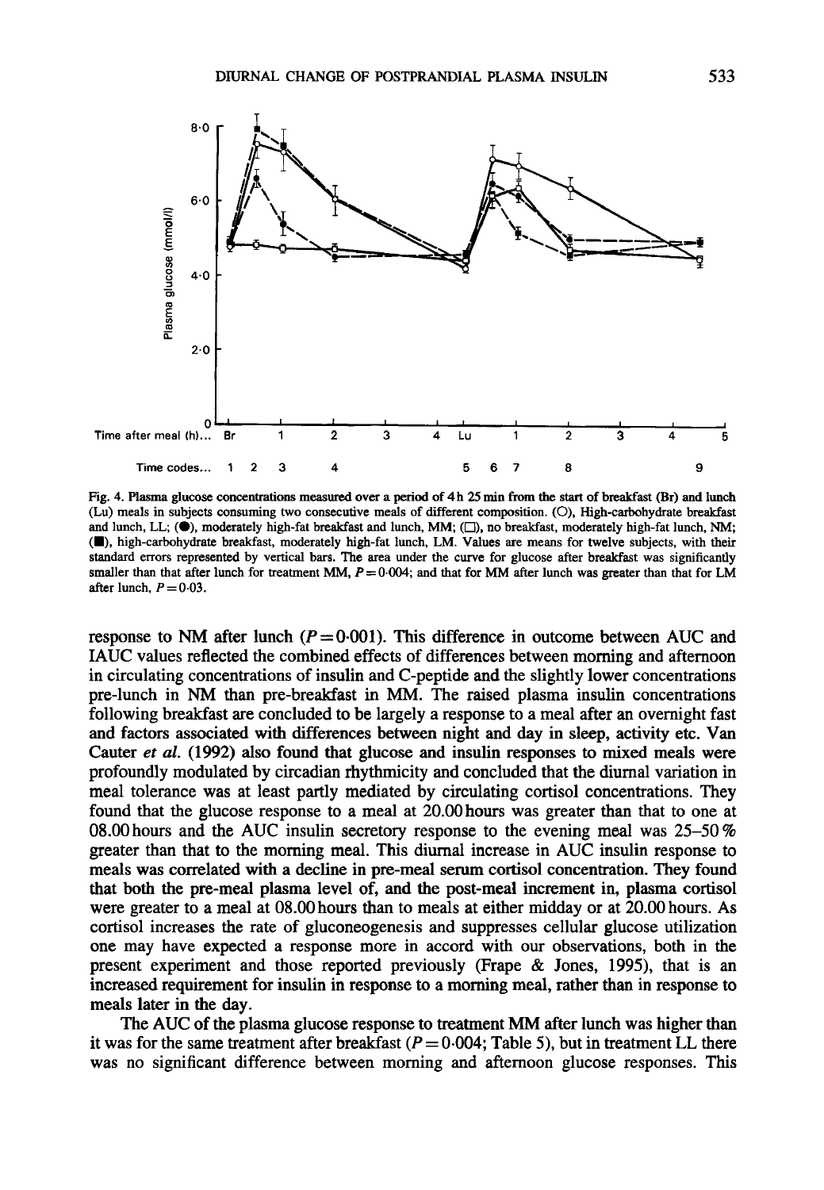Fig. 4. Plasma glucose concentrations measured over a period of 4 h 25 min from the start of breakfast (Br) and lunch (Lu) meals in subjects consuming two consecutive meals of different composition. (○), High-carbohydrate breakfast and lunch, LL; (●), moderately high-fat breakfast and lunch, MM; (□), no breakfast, moderately high-fat lunch, NM; (■), high-carbohydrate breakfast, moderately high-fat lunch, LM. Values are means for twelve subjects, with their standard errors represented by vertical bars. The area under the curve for glucose after breakfast was significantly smaller than that after lunch for treatment MM, $P = 0.004$; and that for MM after lunch was greater than that for LM after lunch, $P = 0.03$.

response to NM after lunch ($P = 0.001$). This difference in outcome between AUC and IAUC values reflected the combined effects of differences between morning and afternoon in circulating concentrations of insulin and C-peptide and the slightly lower concentrations pre-lunch in NM than pre-breakfast in MM. The raised plasma insulin concentrations following breakfast are concluded to be largely a response to a meal after an overnight fast and factors associated with differences between night and day in sleep, activity etc. Van Cauter *et al.* (1992) also found that glucose and insulin responses to mixed meals were profoundly modulated by circadian rhythmicity and concluded that the diurnal variation in meal tolerance was at least partly mediated by circulating cortisol concentrations. They found that the glucose response to a meal at 20.00 hours was greater than that to one at 08.00 hours and the AUC insulin secretory response to the evening meal was 25–50 % greater than that to the morning meal. This diurnal increase in AUC insulin response to meals was correlated with a decline in pre-meal serum cortisol concentration. They found that both the pre-meal plasma level of, and the post-meal increment in, plasma cortisol were greater to a meal at 08.00 hours than to meals at either midday or at 20.00 hours. As cortisol increases the rate of gluconeogenesis and suppresses cellular glucose utilization one may have expected a response more in accord with our observations, both in the present experiment and those reported previously (Frape & Jones, 1995), that is an increased requirement for insulin in response to a morning meal, rather than in response to meals later in the day.

The AUC of the plasma glucose response to treatment MM after lunch was higher than it was for the same treatment after breakfast ($P = 0.004$; Table 5), but in treatment LL there was no significant difference between morning and afternoon glucose responses. This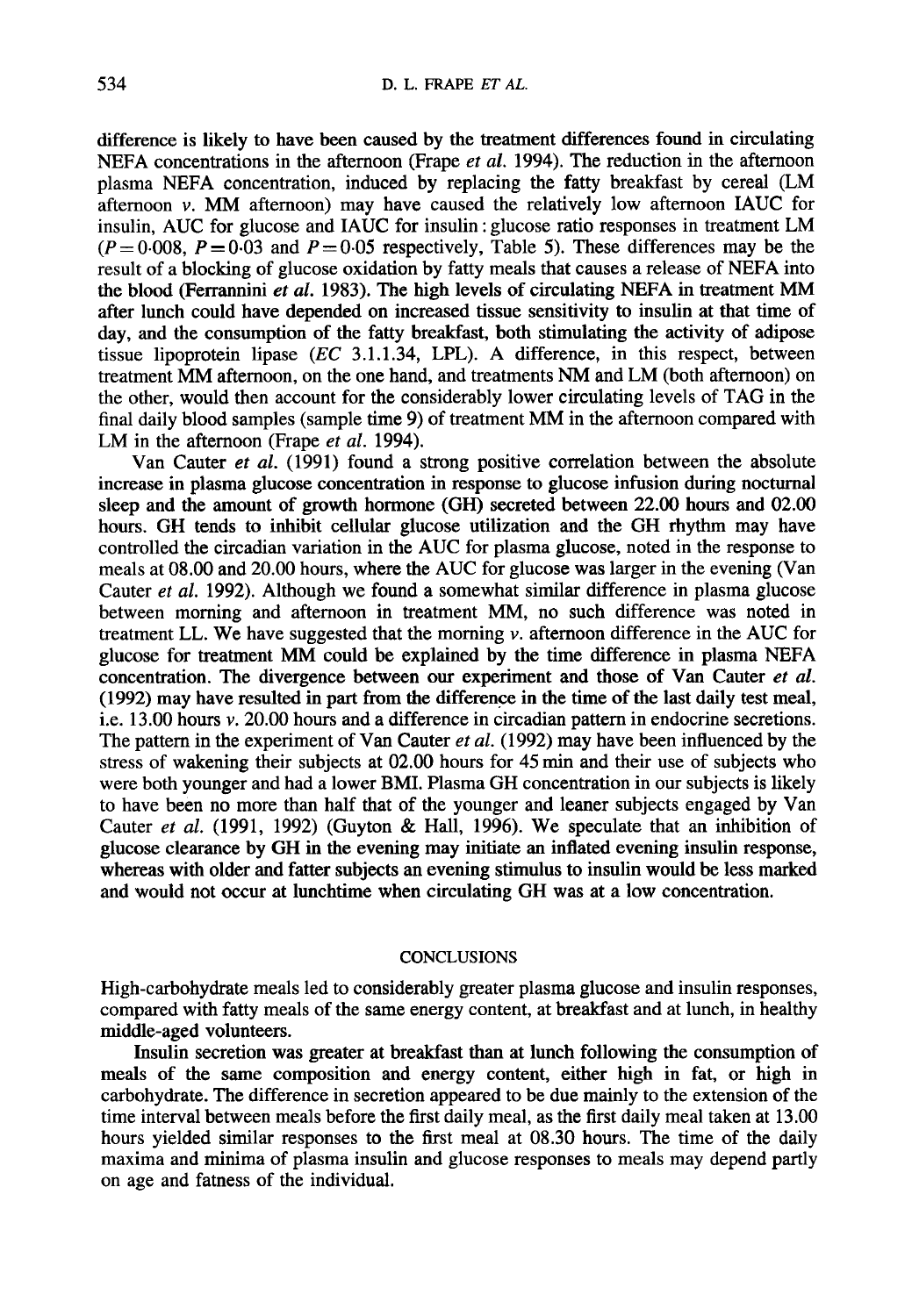difference is likely to have been caused by the treatment differences found in circulating NEFA concentrations in the afternoon (Frape *et al.* 1994). The reduction in the afternoon plasma NEFA concentration, induced by replacing the fatty breakfast by cereal (LM afternoon *v.* MM afternoon) may have caused the relatively low afternoon IAUC for insulin, AUC for glucose and IAUC for insulin : glucose ratio responses in treatment LM ($P = 0{\cdot}008$, $P = 0{\cdot}03$ and $P = 0{\cdot}05$ respectively, Table 5). These differences may be the result of a blocking of glucose oxidation by fatty meals that causes a release of NEFA into the blood (Ferrannini *et al.* 1983). The high levels of circulating NEFA in treatment MM after lunch could have depended on increased tissue sensitivity to insulin at that time of day, and the consumption of the fatty breakfast, both stimulating the activity of adipose tissue lipoprotein lipase (*EC* 3.1.1.34, LPL). A difference, in this respect, between treatment MM afternoon, on the one hand, and treatments NM and LM (both afternoon) on the other, would then account for the considerably lower circulating levels of TAG in the final daily blood samples (sample time 9) of treatment MM in the afternoon compared with LM in the afternoon (Frape *et al.* 1994).

Van Cauter *et al.* (1991) found a strong positive correlation between the absolute increase in plasma glucose concentration in response to glucose infusion during nocturnal sleep and the amount of growth hormone (GH) secreted between 22.00 hours and 02.00 hours. GH tends to inhibit cellular glucose utilization and the GH rhythm may have controlled the circadian variation in the AUC for plasma glucose, noted in the response to meals at 08.00 and 20.00 hours, where the AUC for glucose was larger in the evening (Van Cauter *et al.* 1992). Although we found a somewhat similar difference in plasma glucose between morning and afternoon in treatment MM, no such difference was noted in treatment LL. We have suggested that the morning *v.* afternoon difference in the AUC for glucose for treatment MM could be explained by the time difference in plasma NEFA concentration. The divergence between our experiment and those of Van Cauter *et al.* (1992) may have resulted in part from the difference in the time of the last daily test meal, i.e. 13.00 hours *v.* 20.00 hours and a difference in circadian pattern in endocrine secretions. The pattern in the experiment of Van Cauter *et al.* (1992) may have been influenced by the stress of wakening their subjects at 02.00 hours for 45 min and their use of subjects who were both younger and had a lower BMI. Plasma GH concentration in our subjects is likely to have been no more than half that of the younger and leaner subjects engaged by Van Cauter *et al.* (1991, 1992) (Guyton & Hall, 1996). We speculate that an inhibition of glucose clearance by GH in the evening may initiate an inflated evening insulin response, whereas with older and fatter subjects an evening stimulus to insulin would be less marked and would not occur at lunchtime when circulating GH was at a low concentration.

## CONCLUSIONS

High-carbohydrate meals led to considerably greater plasma glucose and insulin responses, compared with fatty meals of the same energy content, at breakfast and at lunch, in healthy middle-aged volunteers.

Insulin secretion was greater at breakfast than at lunch following the consumption of meals of the same composition and energy content, either high in fat, or high in carbohydrate. The difference in secretion appeared to be due mainly to the extension of the time interval between meals before the first daily meal, as the first daily meal taken at 13.00 hours yielded similar responses to the first meal at 08.30 hours. The time of the daily maxima and minima of plasma insulin and glucose responses to meals may depend partly on age and fatness of the individual.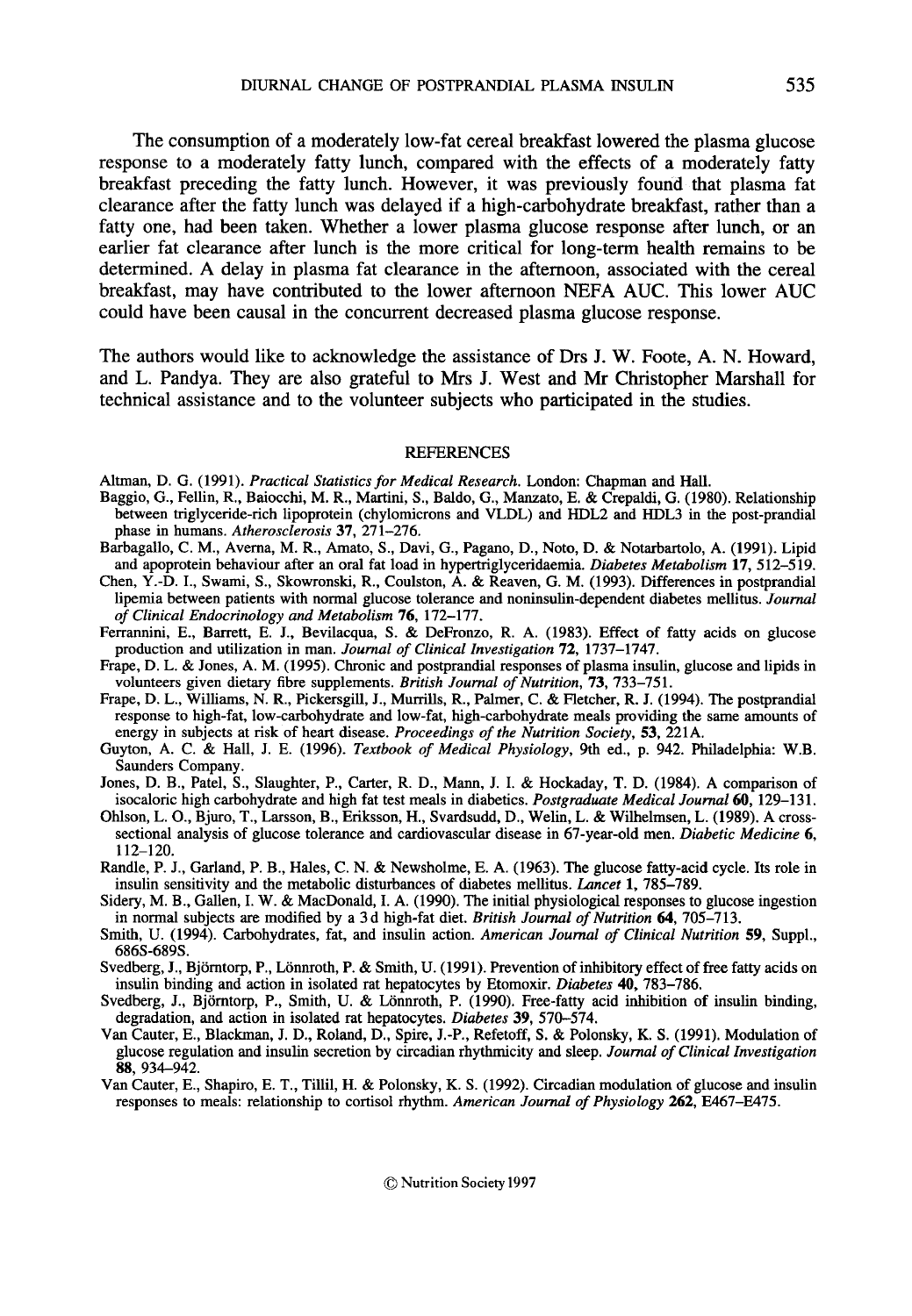The consumption of a moderately low-fat cereal breakfast lowered the plasma glucose response to a moderately fatty lunch, compared with the effects of a moderately fatty breakfast preceding the fatty lunch. However, it was previously found that plasma fat clearance after the fatty lunch was delayed if a high-carbohydrate breakfast, rather than a fatty one, had been taken. Whether a lower plasma glucose response after lunch, or an earlier fat clearance after lunch is the more critical for long-term health remains to be determined. A delay in plasma fat clearance in the afternoon, associated with the cereal breakfast, may have contributed to the lower afternoon NEFA AUC. This lower AUC could have been causal in the concurrent decreased plasma glucose response.

The authors would like to acknowledge the assistance of Drs J. W. Foote, A. N. Howard, and L. Pandya. They are also grateful to Mrs J. West and Mr Christopher Marshall for technical assistance and to the volunteer subjects who participated in the studies.

## REFERENCES

Altman, D. G. (1991). *Practical Statistics for Medical Research.* London: Chapman and Hall.

Baggio, G., Fellin, R., Baiocchi, M. R., Martini, S., Baldo, G., Manzato, E. & Crepaldi, G. (1980). Relationship between triglyceride-rich lipoprotein (chylomicrons and VLDL) and HDL2 and HDL3 in the post-prandial phase in humans. *Atherosclerosis* **37**, 271–276.

Barbagallo, C. M., Averna, M. R., Amato, S., Davi, G., Pagano, D., Noto, D. & Notarbartolo, A. (1991). Lipid and apoprotein behaviour after an oral fat load in hypertriglyceridaemia. *Diabetes Metabolism* **17**, 512–519.

Chen, Y.-D. I., Swami, S., Skowronski, R., Coulston, A. & Reaven, G. M. (1993). Differences in postprandial lipemia between patients with normal glucose tolerance and noninsulin-dependent diabetes mellitus. *Journal of Clinical Endocrinology and Metabolism* **76**, 172–177.

Ferrannini, E., Barrett, E. J., Bevilacqua, S. & DeFronzo, R. A. (1983). Effect of fatty acids on glucose production and utilization in man. *Journal of Clinical Investigation* **72**, 1737–1747.

Frape, D. L. & Jones, A. M. (1995). Chronic and postprandial responses of plasma insulin, glucose and lipids in volunteers given dietary fibre supplements. *British Journal of Nutrition*, **73**, 733–751.

Frape, D. L., Williams, N. R., Pickersgill, J., Murrills, R., Palmer, C. & Fletcher, R. J. (1994). The postprandial response to high-fat, low-carbohydrate and low-fat, high-carbohydrate meals providing the same amounts of energy in subjects at risk of heart disease. *Proceedings of the Nutrition Society*, **53**, 221A.

Guyton, A. C. & Hall, J. E. (1996). *Textbook of Medical Physiology*, 9th ed., p. 942. Philadelphia: W.B. Saunders Company.

Jones, D. B., Patel, S., Slaughter, P., Carter, R. D., Mann, J. I. & Hockaday, T. D. (1984). A comparison of isocaloric high carbohydrate and high fat test meals in diabetics. *Postgraduate Medical Journal* **60**, 129–131.

Ohlson, L. O., Bjuro, T., Larsson, B., Eriksson, H., Svardsudd, D., Welin, L. & Wilhelmsen, L. (1989). A cross-sectional analysis of glucose tolerance and cardiovascular disease in 67-year-old men. *Diabetic Medicine* **6**, 112–120.

Randle, P. J., Garland, P. B., Hales, C. N. & Newsholme, E. A. (1963). The glucose fatty-acid cycle. Its role in insulin sensitivity and the metabolic disturbances of diabetes mellitus. *Lancet* **1**, 785–789.

Sidery, M. B., Gallen, I. W. & MacDonald, I. A. (1990). The initial physiological responses to glucose ingestion in normal subjects are modified by a 3 d high-fat diet. *British Journal of Nutrition* **64**, 705–713.

Smith, U. (1994). Carbohydrates, fat, and insulin action. *American Journal of Clinical Nutrition* **59**, Suppl., 686S-689S.

Svedberg, J., Björntorp, P., Lönnroth, P. & Smith, U. (1991). Prevention of inhibitory effect of free fatty acids on insulin binding and action in isolated rat hepatocytes by Etomoxir. *Diabetes* **40**, 783–786.

Svedberg, J., Björntorp, P., Smith, U. & Lönnroth, P. (1990). Free-fatty acid inhibition of insulin binding, degradation, and action in isolated rat hepatocytes. *Diabetes* **39**, 570–574.

Van Cauter, E., Blackman, J. D., Roland, D., Spire, J.-P., Refetoff, S. & Polonsky, K. S. (1991). Modulation of glucose regulation and insulin secretion by circadian rhythmicity and sleep. *Journal of Clinical Investigation* **88**, 934–942.

Van Cauter, E., Shapiro, E. T., Tillil, H. & Polonsky, K. S. (1992). Circadian modulation of glucose and insulin responses to meals: relationship to cortisol rhythm. *American Journal of Physiology* **262**, E467–E475.

© Nutrition Society 1997